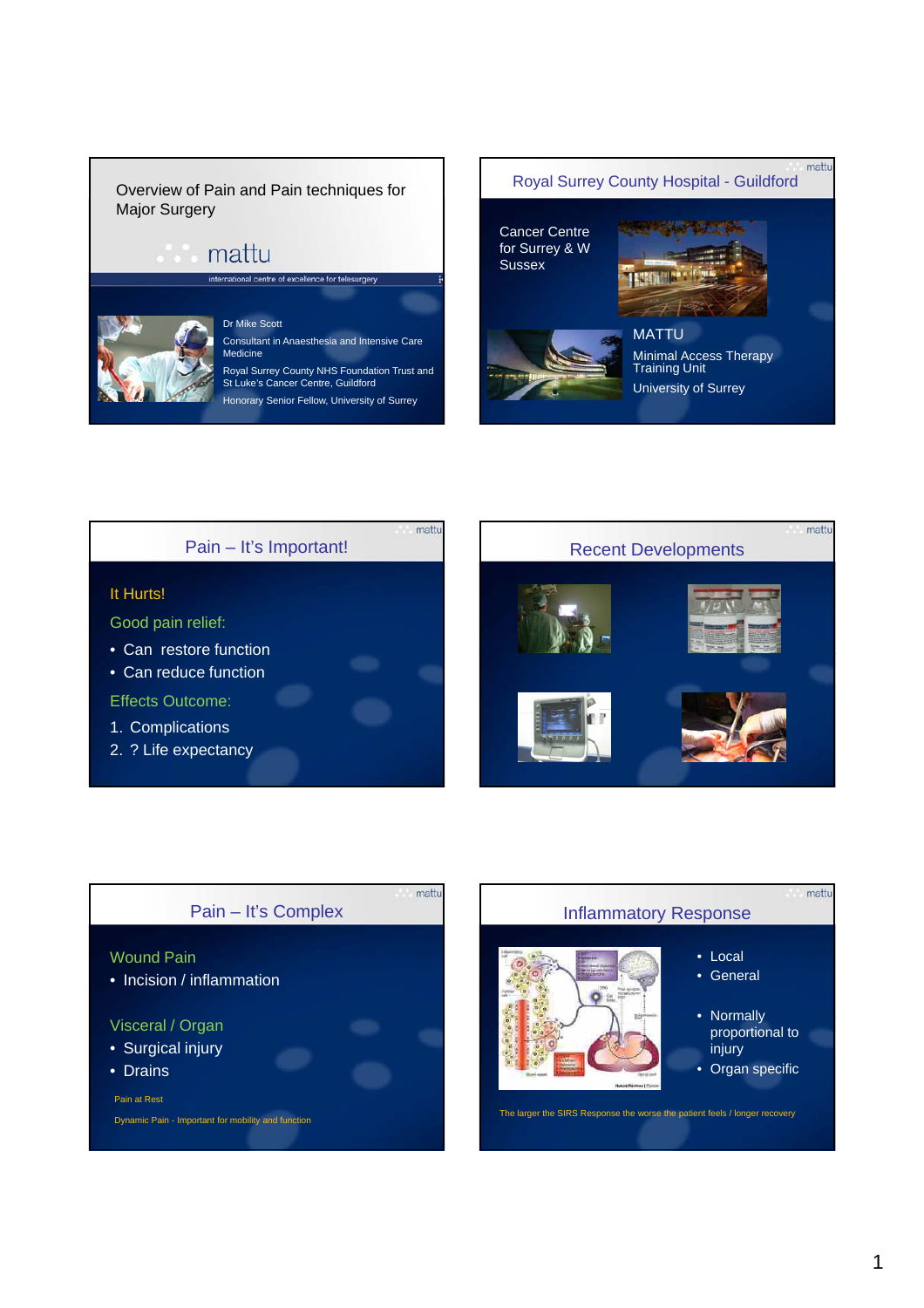## Overview of Pain and Pain techniques for Major Surgery

mattu

international centre of excellence for telesurgery

Dr Mike Scott

Consultant in Anaesthesia and Intensive Care Medicine

Royal Surrey County NHS Foundation Trust and St Luke's Cancer Centre, Guildford

Honorary Senior Fellow, University of Surrey

## Royal Surrey County Hospital - Guildford

Cancer Centre for Surrey & W Sussex

MATTU

Minimal Access Therapy Training Unit

University of Surrey

## Pain – It's Important!

It Hurts!

Good pain relief:

- Can restore function
- Can reduce function

Effects Outcome:

1. Complications
2. ? Life expectancy

## Recent Developments

## Pain – It's Complex

Wound Pain

- Incision / inflammation

Visceral / Organ

- Surgical injury
- Drains

Pain at Rest

Dynamic Pain - Important for mobility and function

## Inflammatory Response

- Local
- General
- Normally proportional to injury
- Organ specific

The larger the SIRS Response the worse the patient feels / longer recovery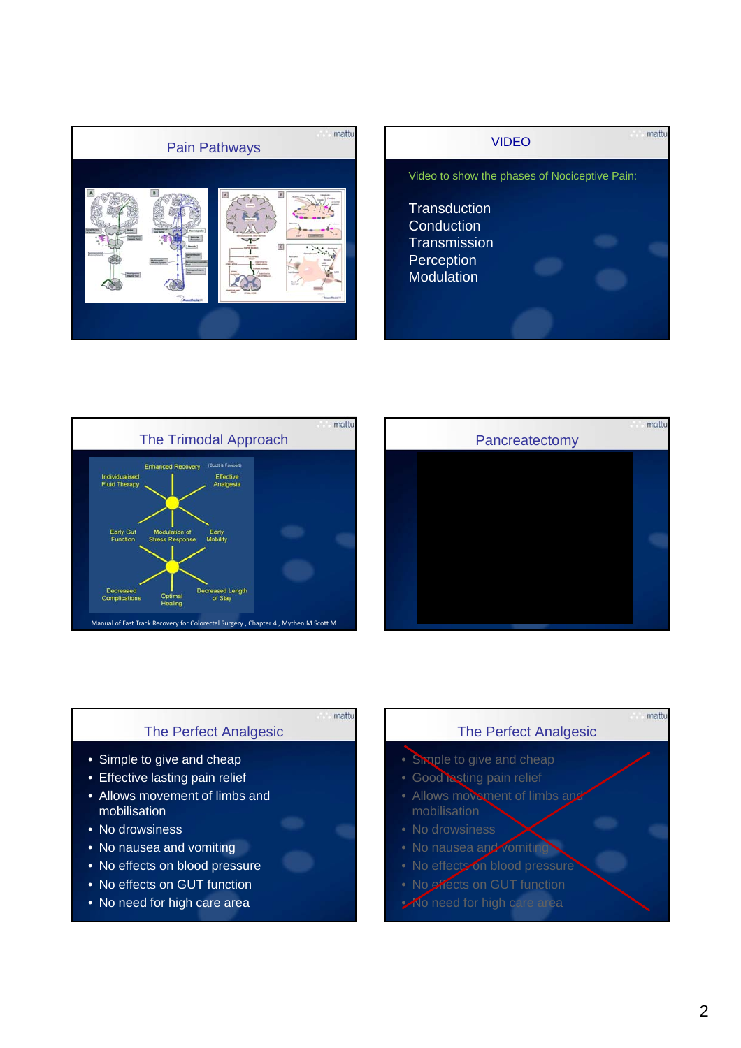## Pain Pathways

## VIDEO

Video to show the phases of Nociceptive Pain:

Transduction
Conduction
Transmission
Perception
Modulation

## The Trimodal Approach

Enhanced Recovery (Scott & Fawcett)

Individualised Fluid Therapy

Effective Analgesia

Early Gut Function

Modulation of Stress Response

Early Mobility

Decreased Complications

Optimal Healing

Decreased Length of Stay

Manual of Fast Track Recovery for Colorectal Surgery , Chapter 4 , Mythen M Scott M

## Pancreatectomy

## The Perfect Analgesic

- Simple to give and cheap
- Effective lasting pain relief
- Allows movement of limbs and mobilisation
- No drowsiness
- No nausea and vomiting
- No effects on blood pressure
- No effects on GUT function
- No need for high care area

## The Perfect Analgesic

- Simple to give and cheap
- Good lasting pain relief
- Allows movement of limbs and mobilisation
- No drowsiness
- No nausea and vomiting
- No effects on blood pressure
- No effects on GUT function
- No need for high care area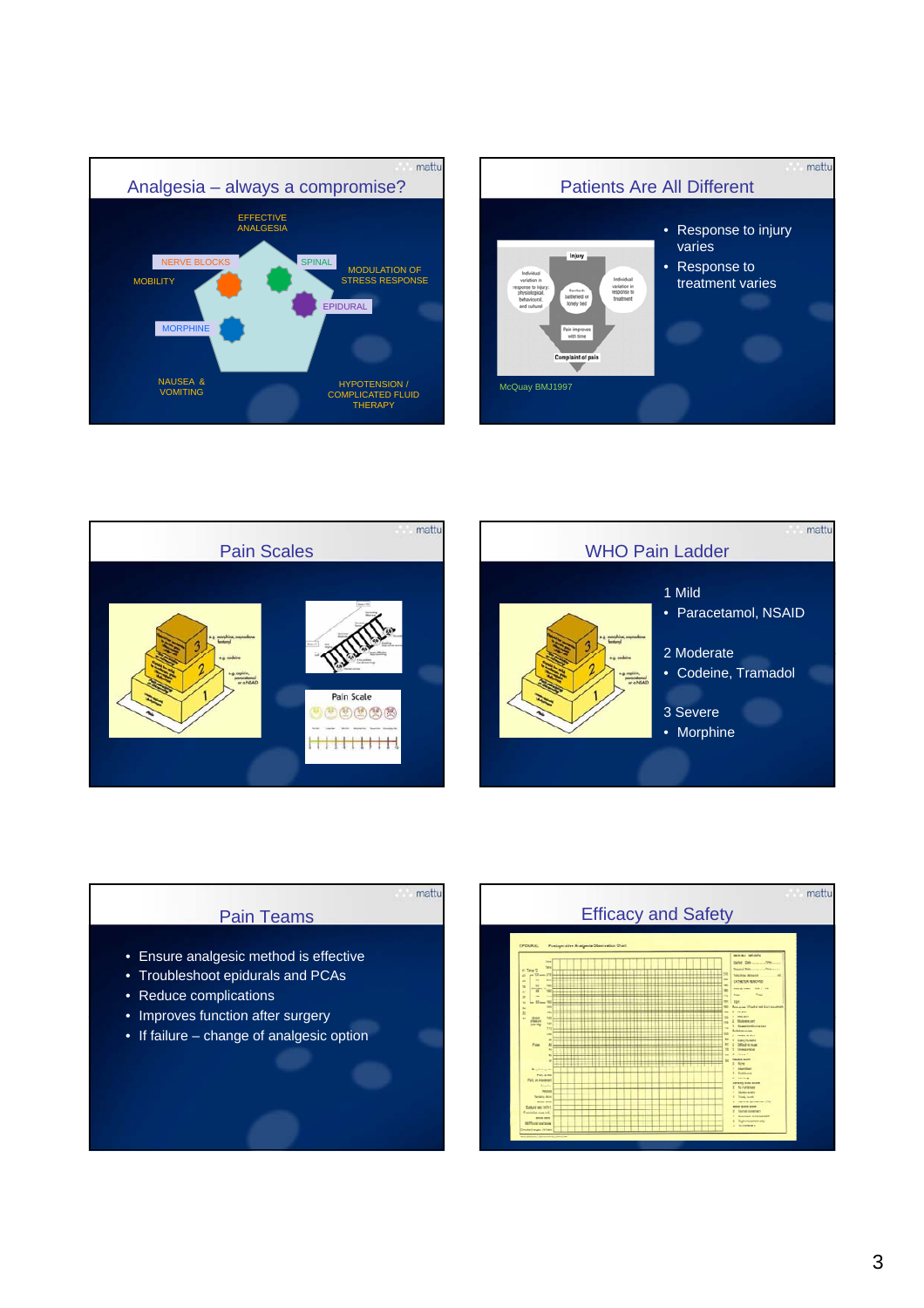## Analgesia – always a compromise?

EFFECTIVE ANALGESIA

NERVE BLOCKS

SPINAL

MOBILITY

MODULATION OF STRESS RESPONSE

EPIDURAL

MORPHINE

NAUSEA & VOMITING

HYPOTENSION / COMPLICATED FLUID THERAPY

## Patients Are All Different

- Response to injury varies
- Response to treatment varies

McQuay BMJ1997

## Pain Scales

Pain Scale

## WHO Pain Ladder

1 Mild

- Paracetamol, NSAID

2 Moderate

- Codeine, Tramadol

3 Severe

- Morphine

## Pain Teams

- Ensure analgesic method is effective
- Troubleshoot epidurals and PCAs
- Reduce complications
- Improves function after surgery
- If failure – change of analgesic option

## Efficacy and Safety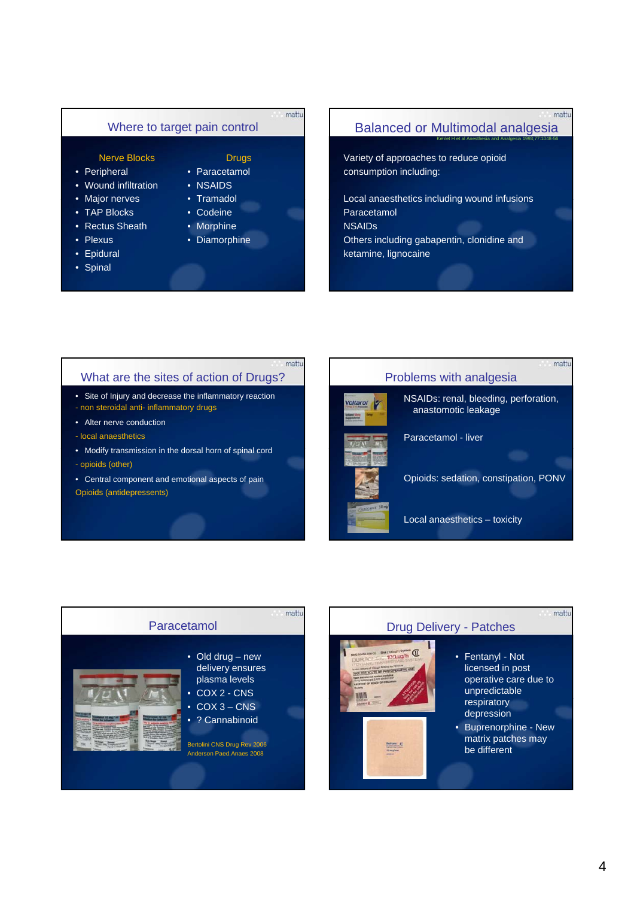## Where to target pain control

**Nerve Blocks**

- Peripheral
- Wound infiltration
- Major nerves
- TAP Blocks
- Rectus Sheath
- Plexus
- Epidural
- Spinal

**Drugs**

- Paracetamol
- NSAIDS
- Tramadol
- Codeine
- Morphine
- Diamorphine

## Balanced or Multimodal analgesia

Kehlet H et al Anesthesia and Analgesia 1993;77:1048-56

Variety of approaches to reduce opioid consumption including:

Local anaesthetics including wound infusions
Paracetamol
NSAIDs
Others including gabapentin, clonidine and ketamine, lignocaine

## What are the sites of action of Drugs?

- Site of Injury and decrease the inflammatory reaction

- non steroidal anti- inflammatory drugs

- Alter nerve conduction

- local anaesthetics

- Modify transmission in the dorsal horn of spinal cord

- opioids (other)

- Central component and emotional aspects of pain

Opioids (antidepressents)

## Problems with analgesia

NSAIDs: renal, bleeding, perforation, anastomotic leakage

Paracetamol - liver

Opioids: sedation, constipation, PONV

Local anaesthetics – toxicity

## Paracetamol

- Old drug – new delivery ensures plasma levels
- COX 2 - CNS
- COX 3 – CNS
- ? Cannabinoid

Bertolini CNS Drug Rev 2006
Anderson Paed.Anaes 2008

## Drug Delivery - Patches

- Fentanyl - Not licensed in post operative care due to unpredictable respiratory depression
- Buprenorphine - New matrix patches may be different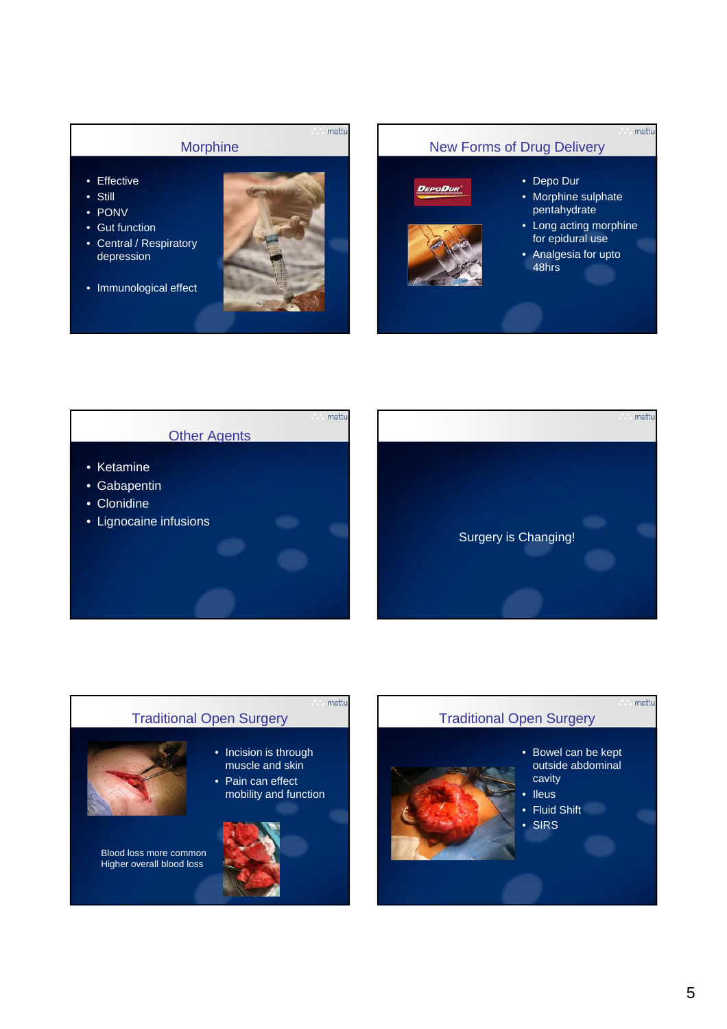## Morphine

- Effective
- Still
- PONV
- Gut function
- Central / Respiratory depression
- Immunological effect

## New Forms of Drug Delivery

- Depo Dur
- Morphine sulphate pentahydrate
- Long acting morphine for epidural use
- Analgesia for upto 48hrs

## Other Agents

- Ketamine
- Gabapentin
- Clonidine
- Lignocaine infusions

Surgery is Changing!

## Traditional Open Surgery

- Incision is through muscle and skin
- Pain can effect mobility and function

Blood loss more common
Higher overall blood loss

## Traditional Open Surgery

- Bowel can be kept outside abdominal cavity
- Ileus
- Fluid Shift
- SIRS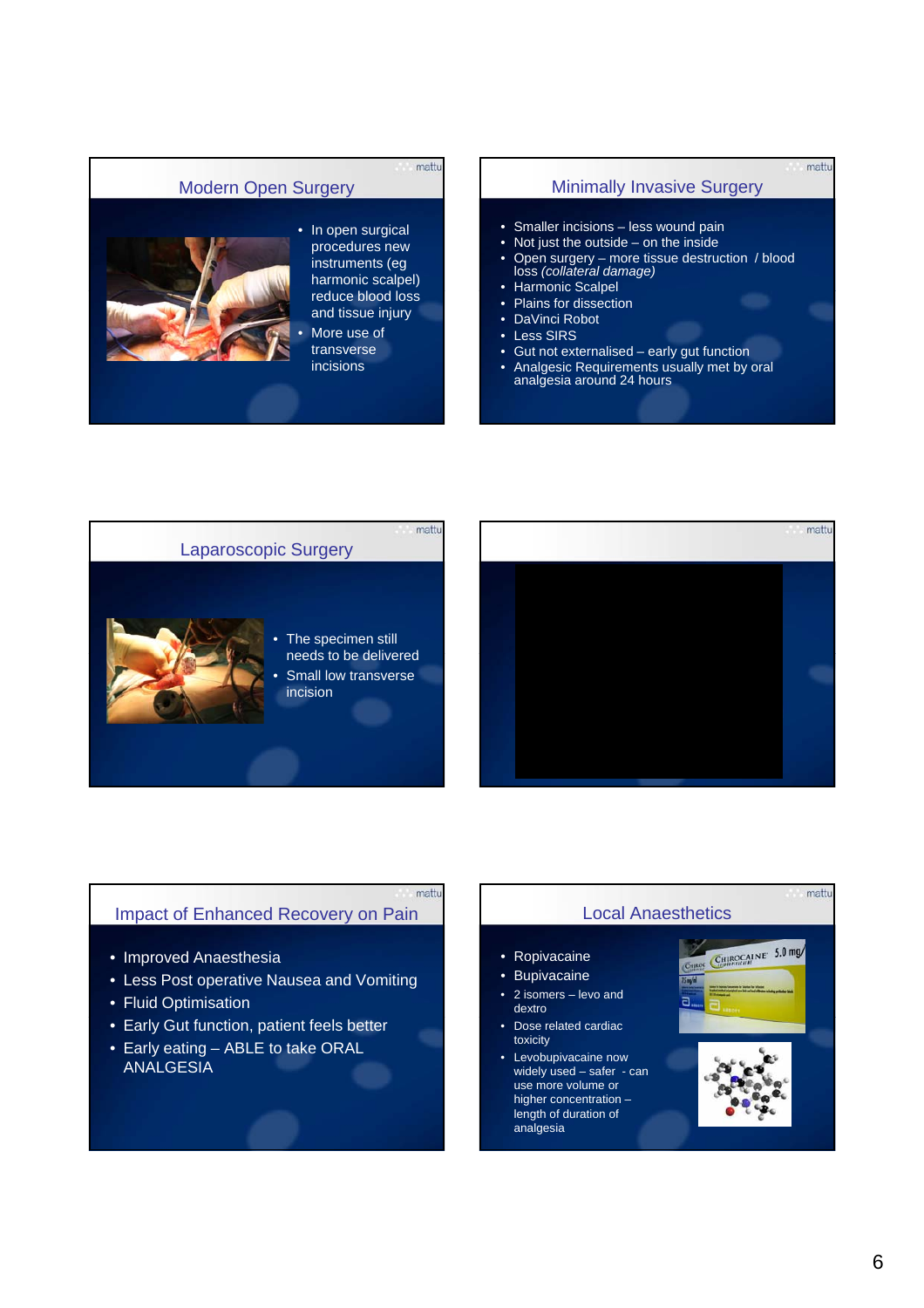## Modern Open Surgery

- In open surgical procedures new instruments (eg harmonic scalpel) reduce blood loss and tissue injury
- More use of transverse incisions

## Minimally Invasive Surgery

- Smaller incisions – less wound pain
- Not just the outside – on the inside
- Open surgery – more tissue destruction / blood loss *(collateral damage)*
- Harmonic Scalpel
- Plains for dissection
- DaVinci Robot
- Less SIRS
- Gut not externalised – early gut function
- Analgesic Requirements usually met by oral analgesia around 24 hours

## Laparoscopic Surgery

- The specimen still needs to be delivered
- Small low transverse incision

## Impact of Enhanced Recovery on Pain

- Improved Anaesthesia
- Less Post operative Nausea and Vomiting
- Fluid Optimisation
- Early Gut function, patient feels better
- Early eating – ABLE to take ORAL ANALGESIA

## Local Anaesthetics

- Ropivacaine
- Bupivacaine
- 2 isomers – levo and dextro
- Dose related cardiac toxicity
- Levobupivacaine now widely used – safer - can use more volume or higher concentration – length of duration of analgesia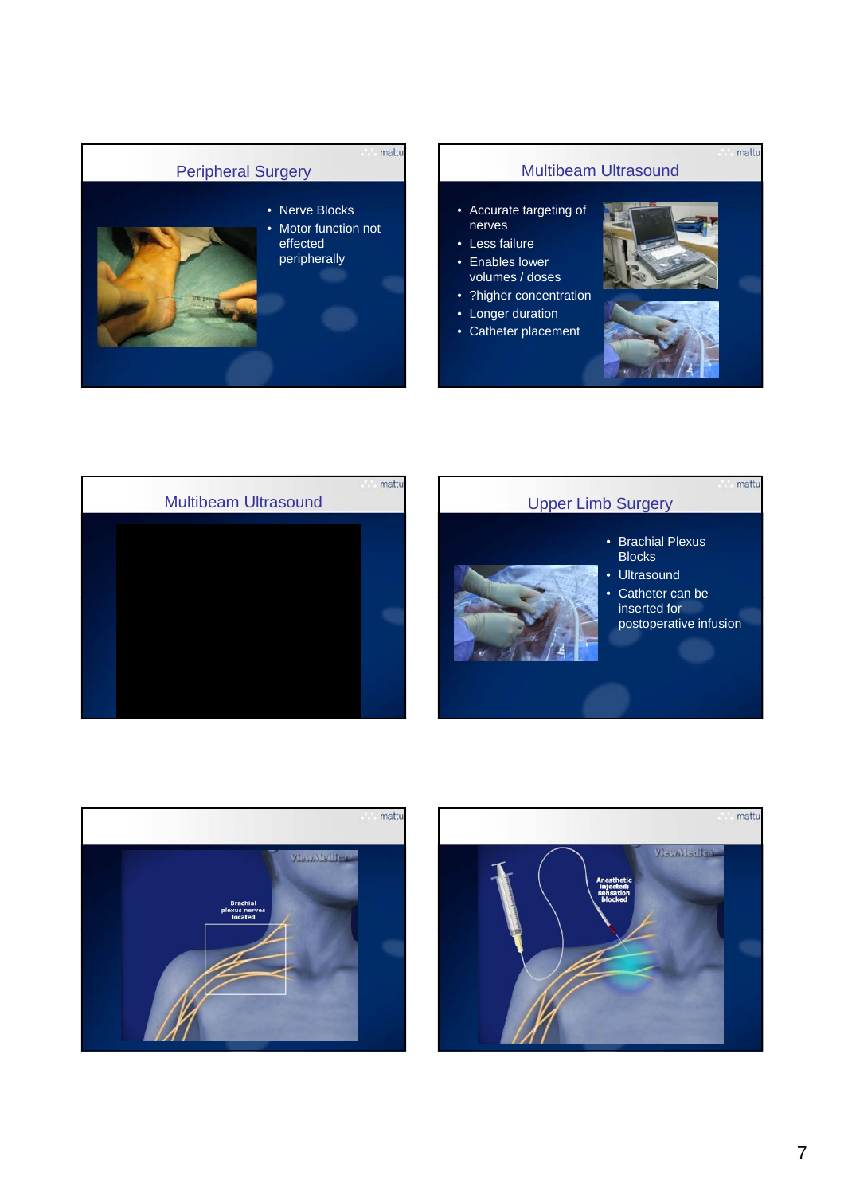## Peripheral Surgery

- Nerve Blocks
- Motor function not effected peripherally

## Multibeam Ultrasound

- Accurate targeting of nerves
- Less failure
- Enables lower volumes / doses
- ?higher concentration
- Longer duration
- Catheter placement

## Multibeam Ultrasound

## Upper Limb Surgery

- Brachial Plexus Blocks
- Ultrasound
- Catheter can be inserted for postoperative infusion

Brachial plexus nerves located

Anesthetic injected; sensation blocked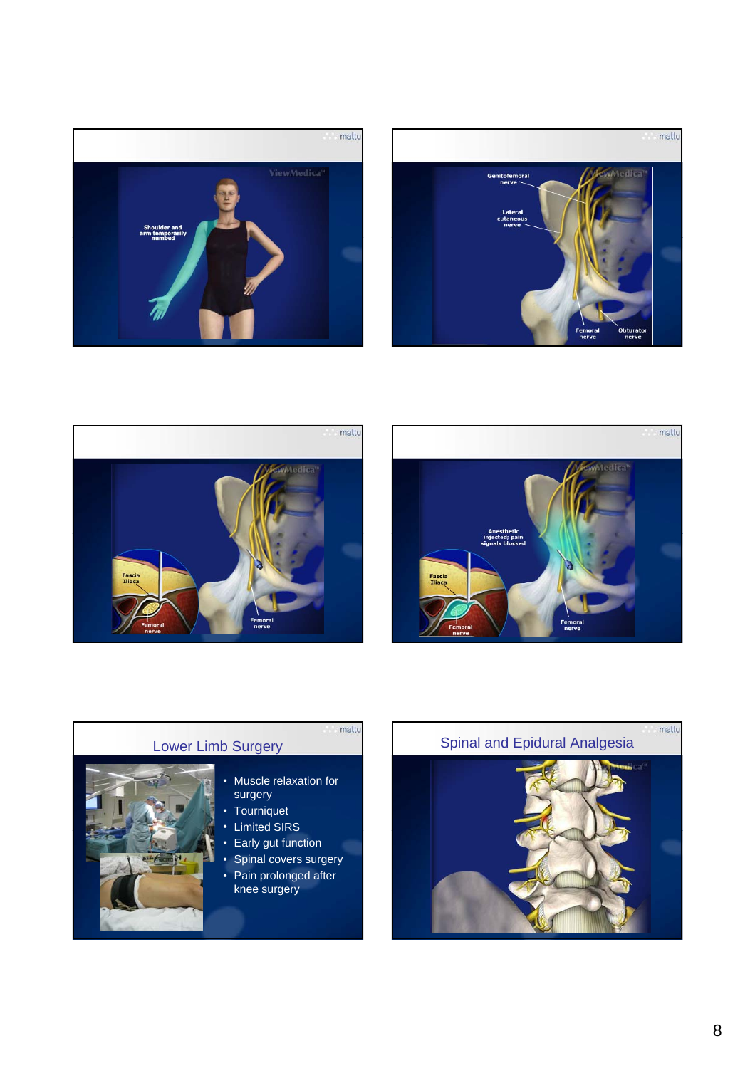Shoulder and arm temporarily numbed

Genitofemoral nerve

Lateral cutaneous nerve

Femoral nerve

Obturator nerve

Fascia Iliaca

Femoral nerve

Femoral nerve

Anesthetic injected; pain signals blocked

Fascia Iliaca

Femoral nerve

Femoral nerve

## Lower Limb Surgery

- Muscle relaxation for surgery
- Tourniquet
- Limited SIRS
- Early gut function
- Spinal covers surgery
- Pain prolonged after knee surgery

## Spinal and Epidural Analgesia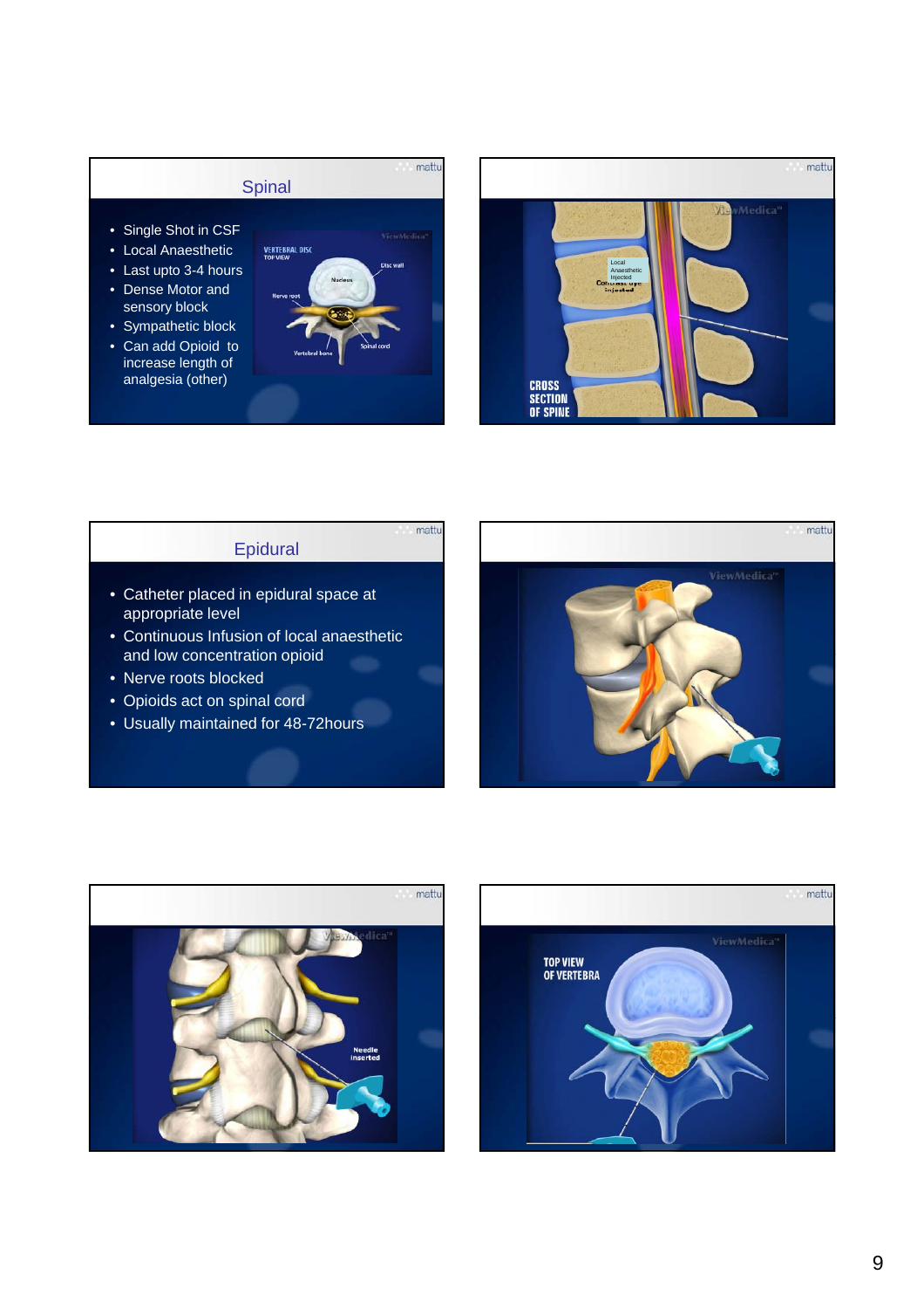## Spinal

- Single Shot in CSF
- Local Anaesthetic
- Last upto 3-4 hours
- Dense Motor and sensory block
- Sympathetic block
- Can add Opioid to increase length of analgesia (other)

## Epidural

- Catheter placed in epidural space at appropriate level
- Continuous Infusion of local anaesthetic and low concentration opioid
- Nerve roots blocked
- Opioids act on spinal cord
- Usually maintained for 48-72hours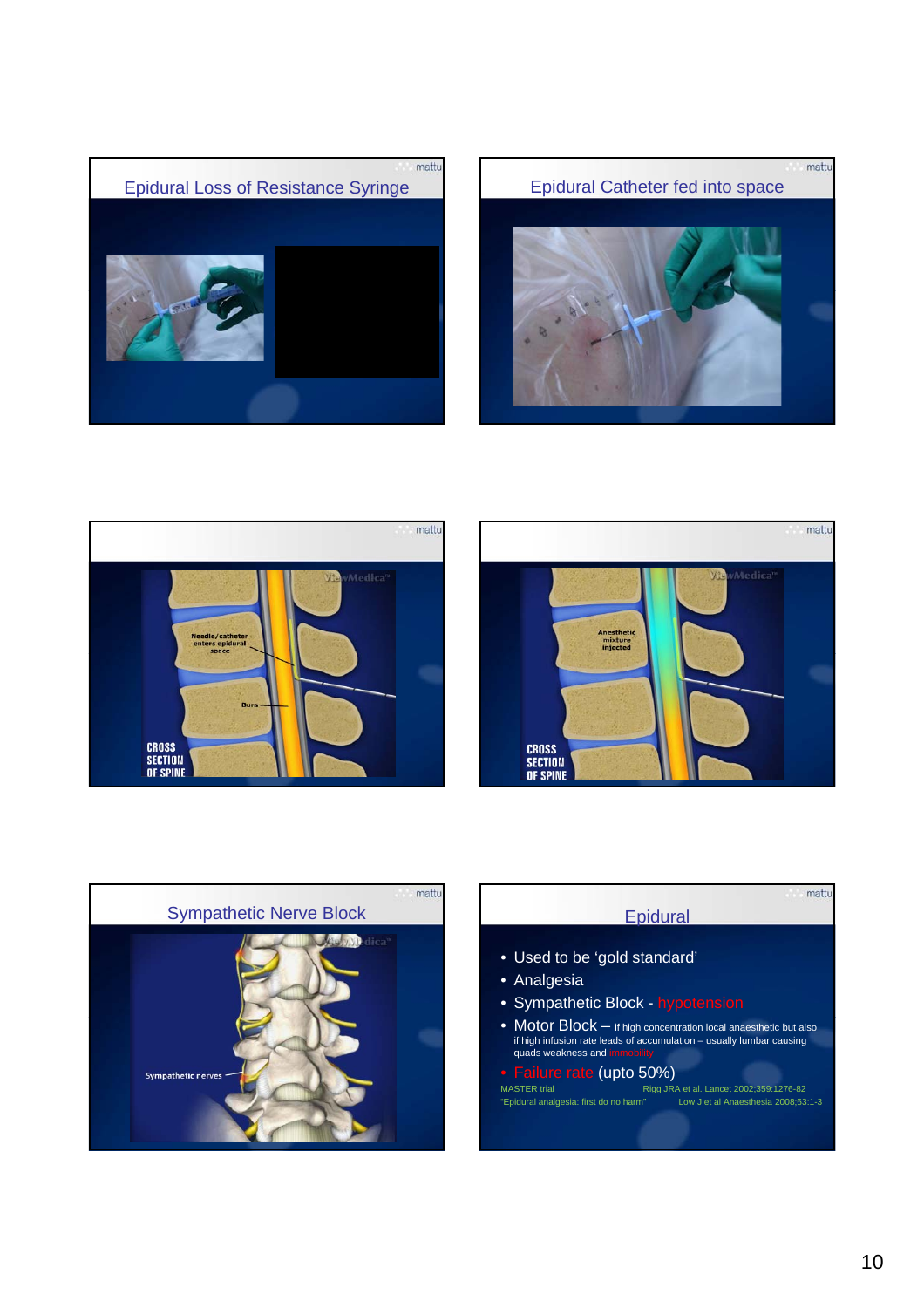## Epidural Loss of Resistance Syringe

## Epidural Catheter fed into space

Needle/catheter enters epidural space

Dura

CROSS SECTION OF SPINE

Anesthetic mixture injected

CROSS SECTION OF SPINE

## Sympathetic Nerve Block

Sympathetic nerves

## Epidural

- Used to be 'gold standard'
- Analgesia
- Sympathetic Block - hypotension
- Motor Block – if high concentration local anaesthetic but also if high infusion rate leads of accumulation – usually lumbar causing quads weakness and immobility
- Failure rate (upto 50%)

MASTER trial — Rigg JRA et al. Lancet 2002;359:1276-82

"Epidural analgesia: first do no harm" — Low J et al Anaesthesia 2008;63:1-3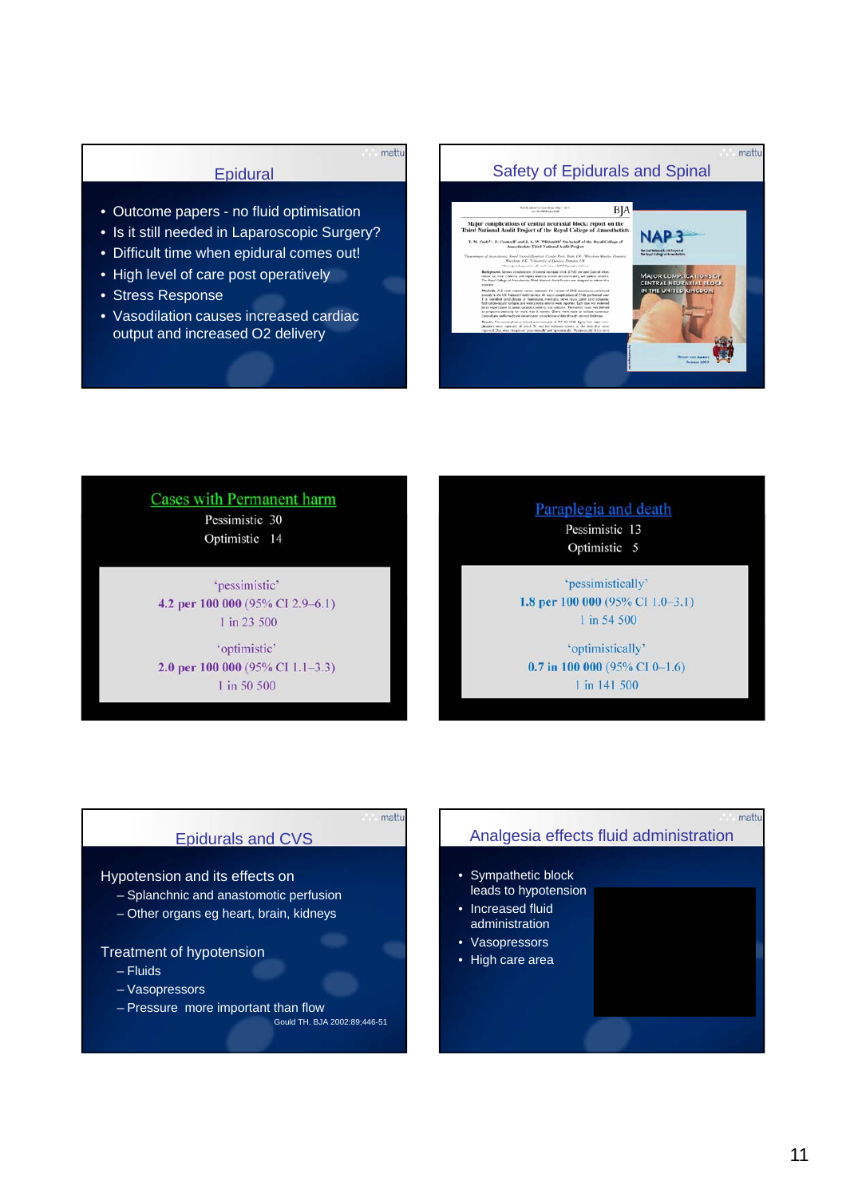## Epidural

- Outcome papers - no fluid optimisation
- Is it still needed in Laparoscopic Surgery?
- Difficult time when epidural comes out!
- High level of care post operatively
- Stress Response
- Vasodilation causes increased cardiac output and increased O2 delivery

## Safety of Epidurals and Spinal

BJA

Major complications of central neuraxial block: report on the Third National Audit Project of the Royal College of Anaesthetists

NAP 3

Major complications of central neuraxial block in the United Kingdom

## Cases with Permanent harm

Pessimistic 30

Optimistic 14

'pessimistic'

**4.2 per 100 000** (95% CI 2.9–6.1)

1 in 23 500

'optimistic'

**2.0 per 100 000** (95% CI 1.1–3.3)

1 in 50 500

## Paraplegia and death

Pessimistic 13

Optimistic 5

'pessimistically'

**1.8 per 100 000** (95% CI 1.0–3.1)

1 in 54 500

'optimistically'

**0.7 in 100 000** (95% CI 0–1.6)

1 in 141 500

## Epidurals and CVS

Hypotension and its effects on

- Splanchnic and anastomotic perfusion
- Other organs eg heart, brain, kidneys

Treatment of hypotension

- Fluids
- Vasopressors
- Pressure more important than flow

Gould TH. BJA 2002:89;446-51

## Analgesia effects fluid administration

- Sympathetic block leads to hypotension
- Increased fluid administration
- Vasopressors
- High care area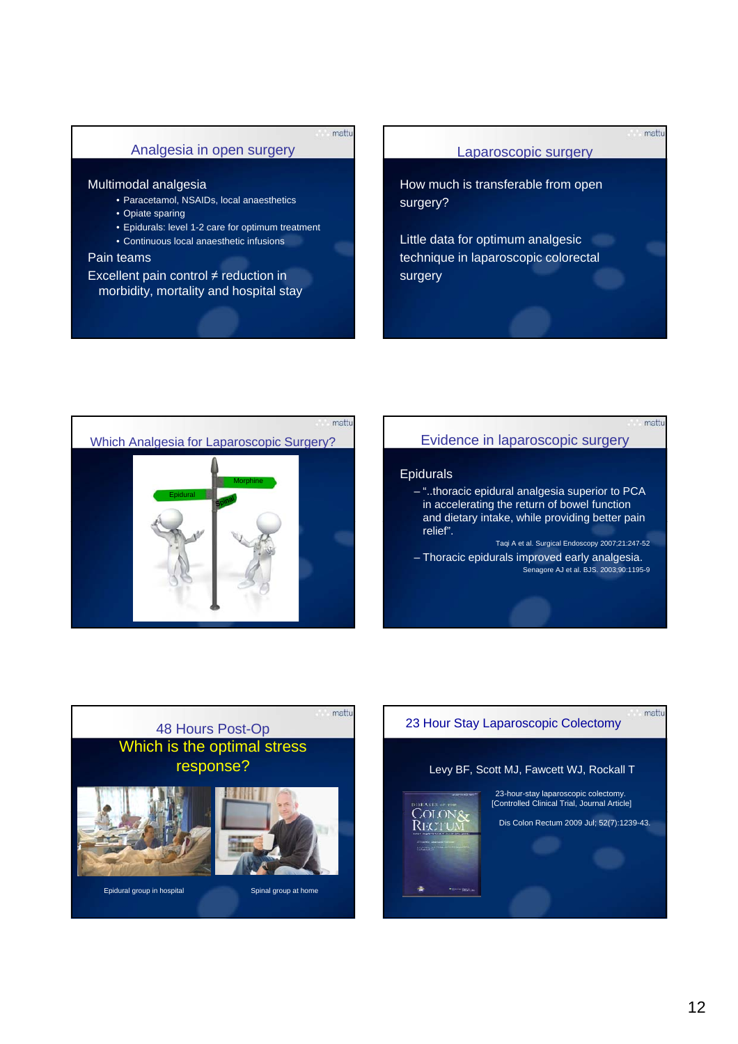## Analgesia in open surgery

Multimodal analgesia

- Paracetamol, NSAIDs, local anaesthetics
- Opiate sparing
- Epidurals: level 1-2 care for optimum treatment
- Continuous local anaesthetic infusions

Pain teams

Excellent pain control ≠ reduction in morbidity, mortality and hospital stay

## Laparoscopic surgery

How much is transferable from open surgery?

Little data for optimum analgesic technique in laparoscopic colorectal surgery

## Which Analgesia for Laparoscopic Surgery?

Epidural

Morphine

Spinal

## Evidence in laparoscopic surgery

Epidurals

- "..thoracic epidural analgesia superior to PCA in accelerating the return of bowel function and dietary intake, while providing better pain relief".

  Taqi A et al. Surgical Endoscopy 2007;21:247-52

- Thoracic epidurals improved early analgesia.

  Senagore AJ et al. BJS. 2003;90:1195-9

## 48 Hours Post-Op

### Which is the optimal stress response?

Epidural group in hospital

Spinal group at home

## 23 Hour Stay Laparoscopic Colectomy

Levy BF, Scott MJ, Fawcett WJ, Rockall T

23-hour-stay laparoscopic colectomy.
[Controlled Clinical Trial, Journal Article]

Dis Colon Rectum 2009 Jul; 52(7):1239-43.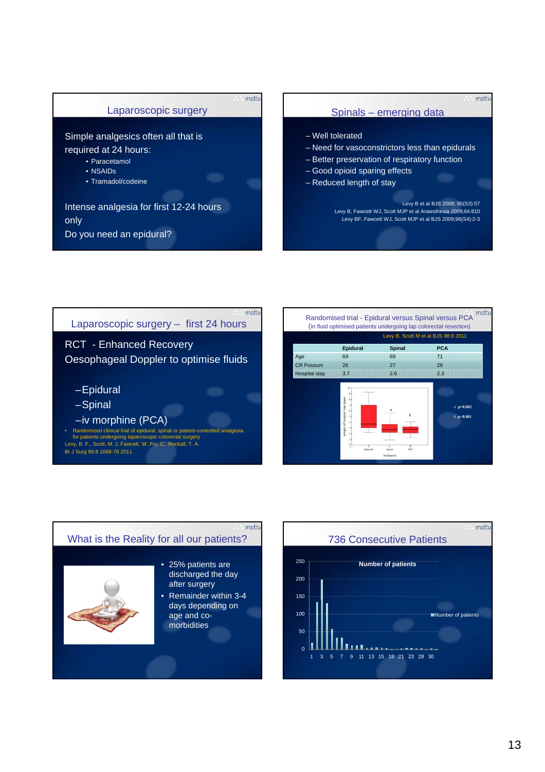## Laparoscopic surgery

Simple analgesics often all that is required at 24 hours:

- Paracetamol
- NSAIDs
- Tramadol/codeine

Intense analgesia for first 12-24 hours only

Do you need an epidural?

## Spinals – emerging data

- Well tolerated
- Need for vasoconstrictors less than epidurals
- Better preservation of respiratory function
- Good opioid sparing effects
- Reduced length of stay

Levy B et al BJS 2008; 95(S3):57
Levy B, Fawcett WJ, Scott MJP et al Anaesthesia 2009;64:810
Levy BF, Fawcett WJ, Scott MJP et al BJS 2009;96(S4):2-3

## Laparoscopic surgery – first 24 hours

RCT - Enhanced Recovery
Oesophageal Doppler to optimise fluids

- Epidural
- Spinal
- iv morphine (PCA)

- Randomized clinical trial of epidural, spinal or patient-controlled analgesia for patients undergoing laparoscopic colorectal surgery

Levy, B. F., Scott, M. J, Fawcett, W., Fry, C., Rockall, T. A.
Br J Surg 98:8 1068-78 2011

## Randomised trial - Epidural versus Spinal versus PCA

(In fluid optimised patients undergoing lap colorectal resection)

Levy B, Scott M et al BJS 98:8 2011

| | Epidural | Spinal | PCA |
|---|---|---|---|
| Age | 69 | 69 | 71 |
| CR Possum | 26 | 27 | 29 |
| Hospital stay | 3.7 | 2.6 | 2.3 |

π p=0.002
δ p<0.001

## What is the Reality for all our patients?

- 25% patients are discharged the day after surgery
- Remainder within 3-4 days depending on age and co-morbidities

## 736 Consecutive Patients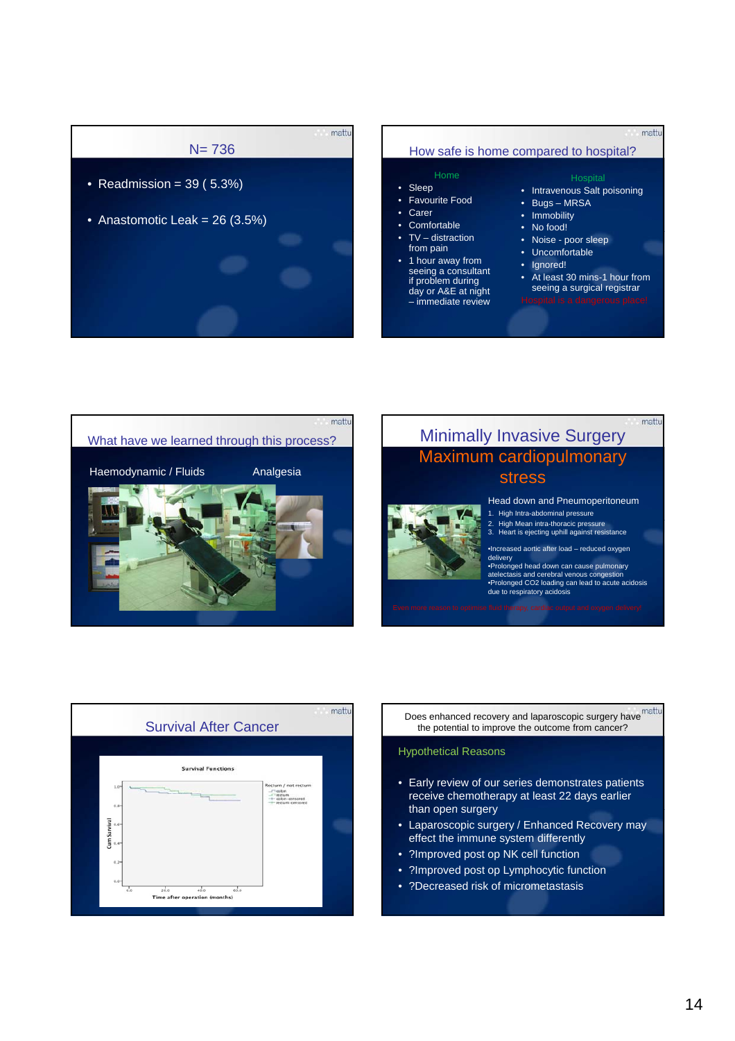## N= 736

- Readmission = 39 ( 5.3%)
- Anastomotic Leak = 26 (3.5%)

## How safe is home compared to hospital?

**Home**

- Sleep
- Favourite Food
- Carer
- Comfortable
- TV – distraction from pain
- 1 hour away from seeing a consultant if problem during day or A&E at night – immediate review

**Hospital**

- Intravenous Salt poisoning
- Bugs – MRSA
- Immobility
- No food!
- Noise - poor sleep
- Uncomfortable
- Ignored!
- At least 30 mins-1 hour from seeing a surgical registrar

Hospital is a dangerous place!

## What have we learned through this process?

Haemodynamic / Fluids

Analgesia

## Minimally Invasive Surgery
## Maximum cardiopulmonary stress

Head down and Pneumoperitoneum

1. High Intra-abdominal pressure
2. High Mean intra-thoracic pressure
3. Heart is ejecting uphill against resistance

- Increased aortic after load – reduced oxygen delivery
- Prolonged head down can cause pulmonary atelectasis and cerebral venous congestion
- Prolonged CO2 loading can lead to acute acidosis due to respiratory acidosis

Even more reason to optimise fluid therapy, cardiac output and oxygen delivery!

## Survival After Cancer

Survival Functions

Cum Survival

Time after operation (months)

Rectum / not rectum: colon, rectum, colon-censored, rectum-censored

## Does enhanced recovery and laparoscopic surgery have the potential to improve the outcome from cancer?

Hypothetical Reasons

- Early review of our series demonstrates patients receive chemotherapy at least 22 days earlier than open surgery
- Laparoscopic surgery / Enhanced Recovery may effect the immune system differently
- ?Improved post op NK cell function
- ?Improved post op Lymphocytic function
- ?Decreased risk of micrometastasis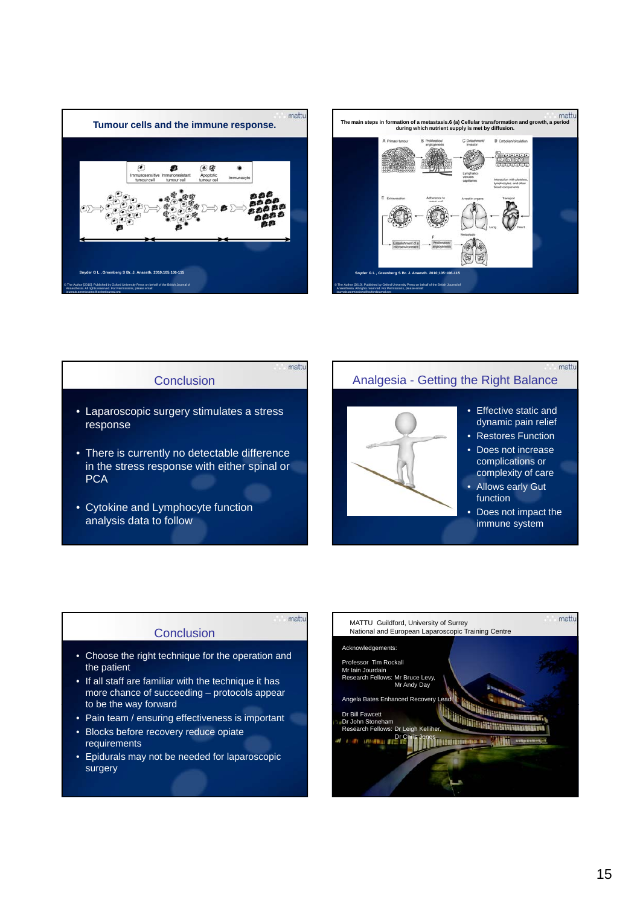## Tumour cells and the immune response.

Immunosensitive tumour cell
Immunoresistant tumour cell
Apoptotic tumour cell
Immunocyte

Snyder G L , Greenberg S Br. J. Anaesth. 2010;105:106-115

© The Author [2010]. Published by Oxford University Press on behalf of the British Journal of Anaesthesia. All rights reserved. For Permissions, please email: journals.permissions@oxfordjournals.org

## The main steps in formation of a metastasis.6 (a) Cellular transformation and growth, a period during which nutrient supply is met by diffusion.

A Primary tumour
B Proliferation/ angiogenesis
C Detachment/ invasion
D Embolism/circulation
Lymphatics venules capillaries
Interaction with platelets, lymphocytes, and other blood components
E Extravasation
Adherence to
Arrest in organs
Transport
Lung
Heart
Metastasis
F
Establishment of a microenvironment
Proliferation/ angiogenesis

Snyder G L , Greenberg S Br. J. Anaesth. 2010;105:106-115

© The Author [2010]. Published by Oxford University Press on behalf of the British Journal of Anaesthesia. All rights reserved. For Permissions, please email: journals.permissions@oxfordjournals.org

## Conclusion

- Laparoscopic surgery stimulates a stress response
- There is currently no detectable difference in the stress response with either spinal or PCA
- Cytokine and Lymphocyte function analysis data to follow

## Analgesia - Getting the Right Balance

- Effective static and dynamic pain relief
- Restores Function
- Does not increase complications or complexity of care
- Allows early Gut function
- Does not impact the immune system

## Conclusion

- Choose the right technique for the operation and the patient
- If all staff are familiar with the technique it has more chance of succeeding – protocols appear to be the way forward
- Pain team / ensuring effectiveness is important
- Blocks before recovery reduce opiate requirements
- Epidurals may not be needed for laparoscopic surgery

## MATTU Guildford, University of Surrey
National and European Laparoscopic Training Centre

Acknowledgements:

Professor Tim Rockall
Mr Iain Jourdain
Research Fellows: Mr Bruce Levy,
Mr Andy Day

Angela Bates Enhanced Recovery Lead

Dr Bill Fawcett
Dr John Stoneham
Research Fellows: Dr Leigh Kelliher,
Dr Chris Jones